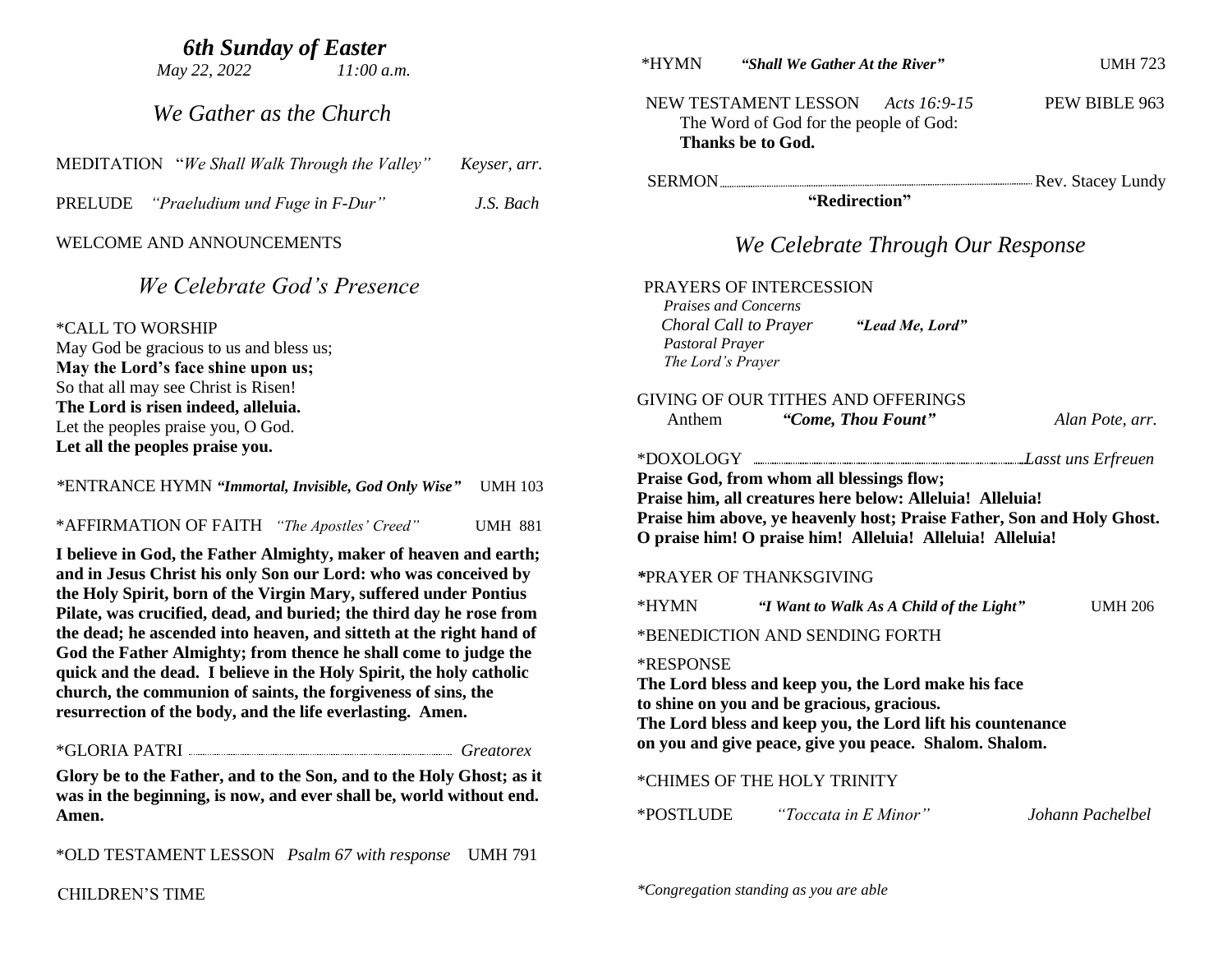# *6th Sunday of Easter*

*May 22, 2022 11:00 a.m.*

## *We Gather as the Church*

MEDITATION "*We Shall Walk Through the Valley*" *Keyser, arr.*

PRELUDE *"Praeludium und Fuge in F-Dur"* *J.S. Bach*

WELCOME AND ANNOUNCEMENTS

## *We Celebrate God's Presence*

*CALL TO WORSHIP
May God be gracious to us and bless us;
**May the Lord's face shine upon us;**
So that all may see Christ is Risen!
**The Lord is risen indeed, alleluia.**
Let the peoples praise you, O God.
**Let all the peoples praise you.**

*ENTRANCE HYMN ***"Immortal, Invisible, God Only Wise"*** UMH 103

*AFFIRMATION OF FAITH *"The Apostles' Creed"* UMH 881

**I believe in God, the Father Almighty, maker of heaven and earth; and in Jesus Christ his only Son our Lord: who was conceived by the Holy Spirit, born of the Virgin Mary, suffered under Pontius Pilate, was crucified, dead, and buried; the third day he rose from the dead; he ascended into heaven, and sitteth at the right hand of God the Father Almighty; from thence he shall come to judge the quick and the dead. I believe in the Holy Spirit, the holy catholic church, the communion of saints, the forgiveness of sins, the resurrection of the body, and the life everlasting. Amen.**

*GLORIA PATRI ........................................ *Greatorex*

**Glory be to the Father, and to the Son, and to the Holy Ghost; as it was in the beginning, is now, and ever shall be, world without end. Amen.**

*OLD TESTAMENT LESSON *Psalm 67 with response* UMH 791

CHILDREN'S TIME

*HYMN ***"Shall We Gather At the River"*** UMH 723

NEW TESTAMENT LESSON *Acts 16:9-15* PEW BIBLE 963
The Word of God for the people of God:
**Thanks be to God.**

SERMON ........................................ Rev. Stacey Lundy
**"Redirection"**

## *We Celebrate Through Our Response*

PRAYERS OF INTERCESSION
*Praises and Concerns*
*Choral Call to Prayer* ***"Lead Me, Lord"***
*Pastoral Prayer*
*The Lord's Prayer*

GIVING OF OUR TITHES AND OFFERINGS
Anthem ***"Come, Thou Fount"*** *Alan Pote, arr.*

*DOXOLOGY ........................................ *Lasst uns Erfreuen*
**Praise God, from whom all blessings flow;
Praise him, all creatures here below: Alleluia! Alleluia!
Praise him above, ye heavenly host; Praise Father, Son and Holy Ghost.
O praise him! O praise him! Alleluia! Alleluia! Alleluia!**

*PRAYER OF THANKSGIVING

*HYMN ***"I Want to Walk As A Child of the Light"*** UMH 206

*BENEDICTION AND SENDING FORTH

*RESPONSE
**The Lord bless and keep you, the Lord make his face
to shine on you and be gracious, gracious.
The Lord bless and keep you, the Lord lift his countenance
on you and give peace, give you peace. Shalom. Shalom.**

*CHIMES OF THE HOLY TRINITY

*POSTLUDE *"Toccata in E Minor"* *Johann Pachelbel*

*\*Congregation standing as you are able*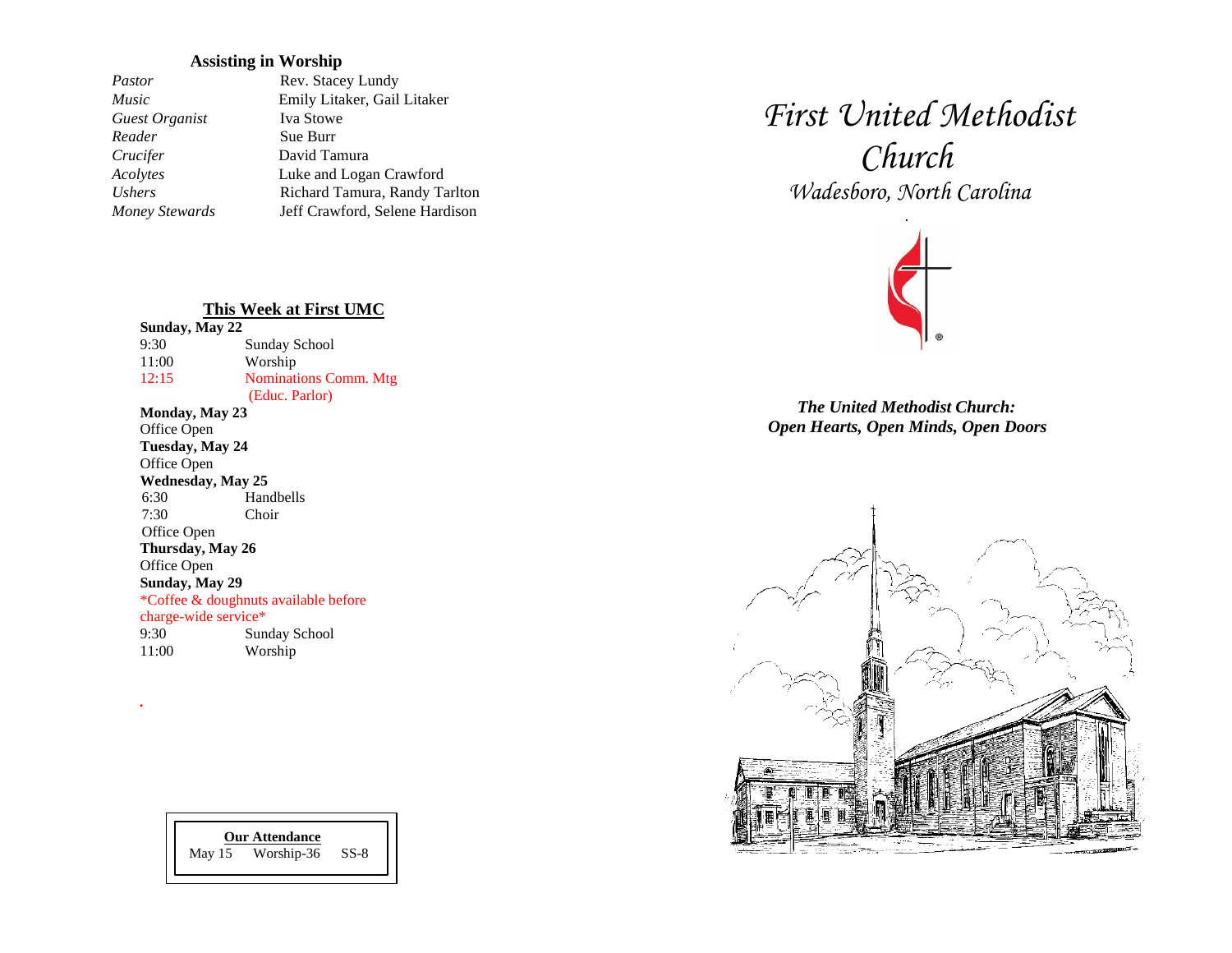## Assisting in Worship

| | |
|---|---|
| *Pastor* | Rev. Stacey Lundy |
| *Music* | Emily Litaker, Gail Litaker |
| *Guest Organist* | Iva Stowe |
| *Reader* | Sue Burr |
| *Crucifer* | David Tamura |
| *Acolytes* | Luke and Logan Crawford |
| *Ushers* | Richard Tamura, Randy Tarlton |
| *Money Stewards* | Jeff Crawford, Selene Hardison |

## This Week at First UMC

**Sunday, May 22**
9:30 Sunday School
11:00 Worship
12:15 Nominations Comm. Mtg (Educ. Parlor)

**Monday, May 23**
Office Open

**Tuesday, May 24**
Office Open

**Wednesday, May 25**
6:30 Handbells
7:30 Choir
Office Open

**Thursday, May 26**
Office Open

**Sunday, May 29**
*Coffee & doughnuts available before charge-wide service*
9:30 Sunday School
11:00 Worship

**Our Attendance**
May 15 Worship-36 SS-8

# *First United Methodist Church*

*Wadesboro, North Carolina*

***The United Methodist Church: Open Hearts, Open Minds, Open Doors***